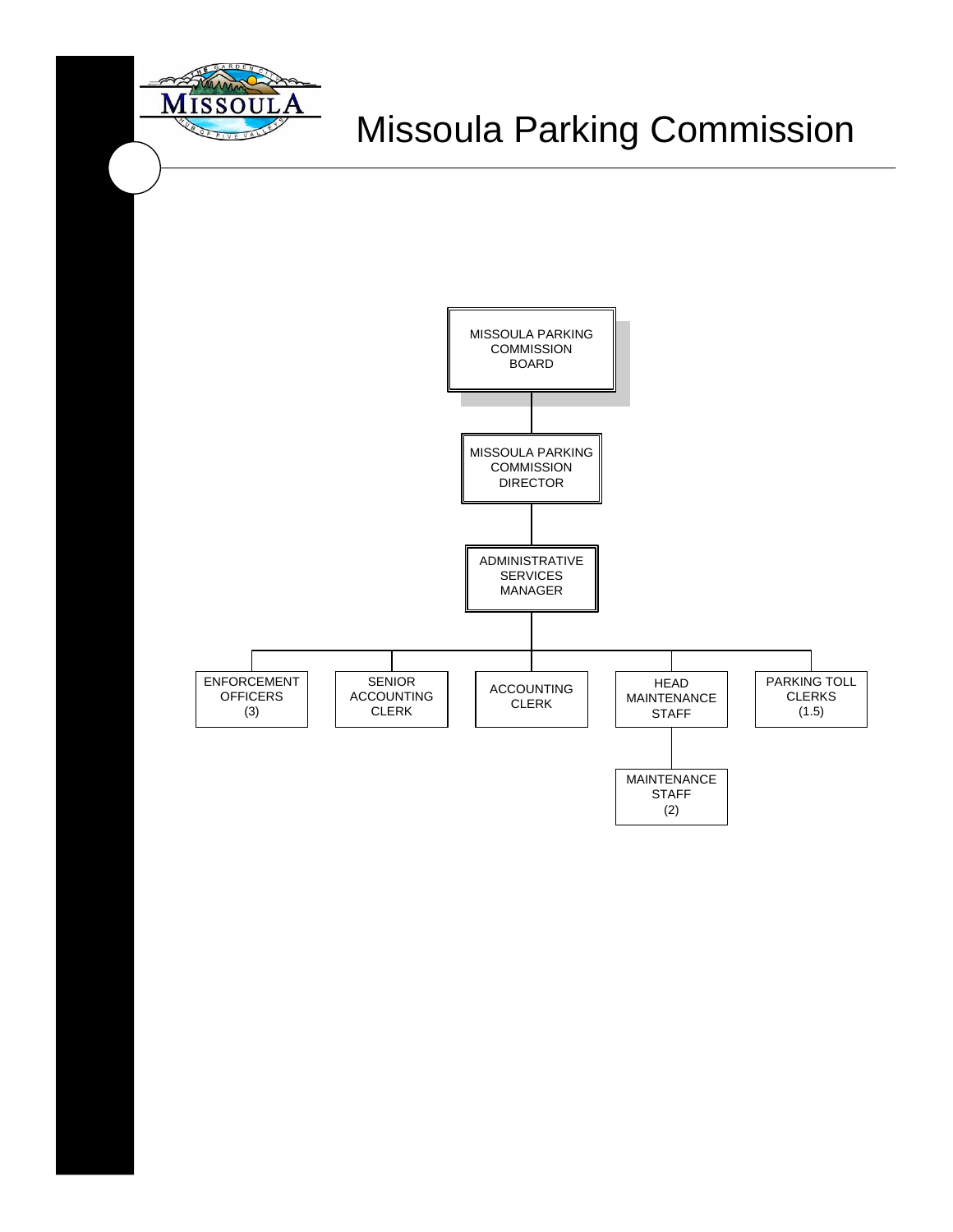# Missoula Parking Commission

- MISSOULA PARKING COMMISSION BOARD
  - MISSOULA PARKING COMMISSION DIRECTOR
    - ADMINISTRATIVE SERVICES MANAGER
      - ENFORCEMENT OFFICERS (3)
      - SENIOR ACCOUNTING CLERK
      - ACCOUNTING CLERK
      - HEAD MAINTENANCE STAFF
        - MAINTENANCE STAFF (2)
      - PARKING TOLL CLERKS (1.5)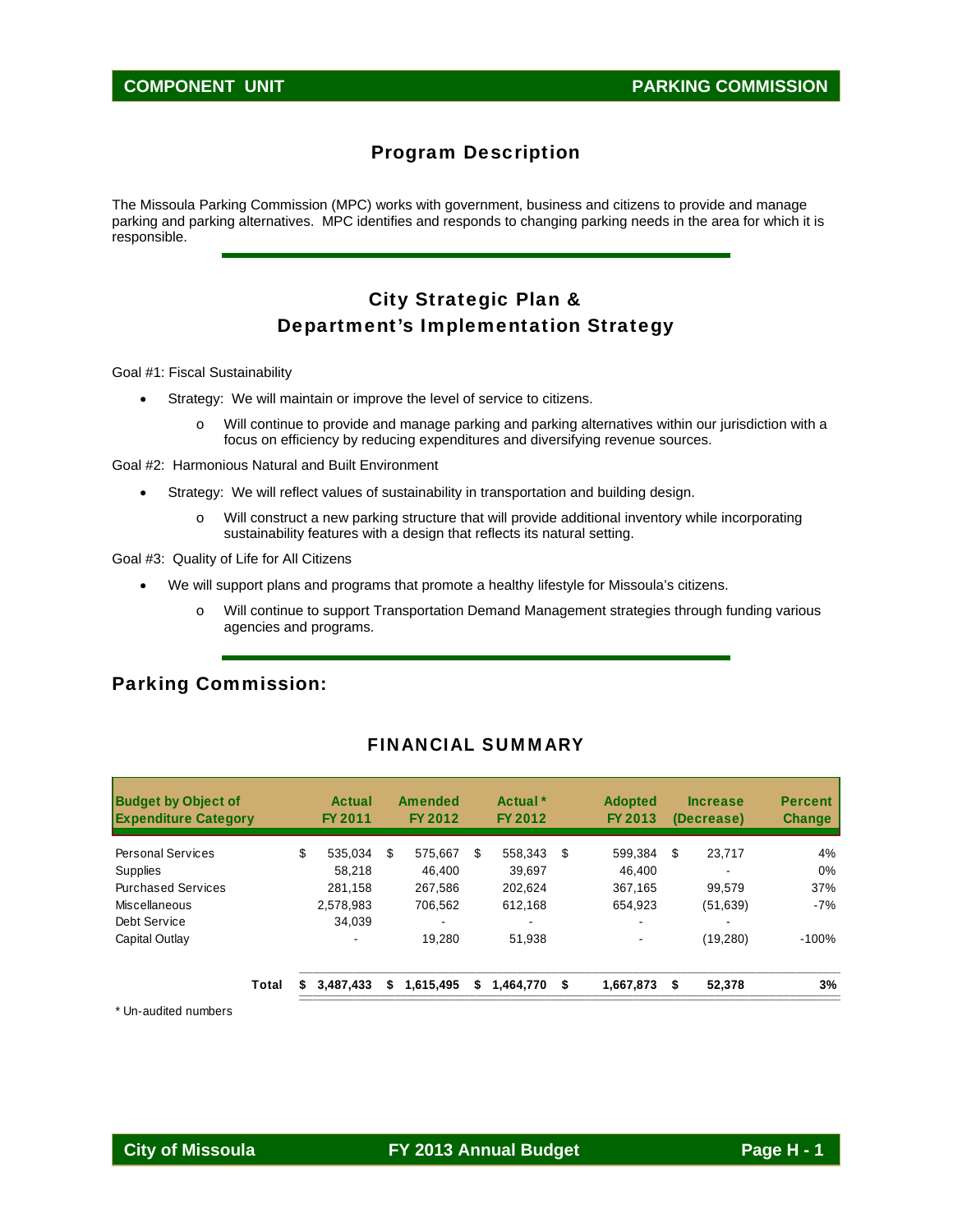## Program Description

The Missoula Parking Commission (MPC) works with government, business and citizens to provide and manage parking and parking alternatives. MPC identifies and responds to changing parking needs in the area for which it is responsible.

## City Strategic Plan & Department's Implementation Strategy

Goal #1: Fiscal Sustainability

- Strategy: We will maintain or improve the level of service to citizens.
  - Will continue to provide and manage parking and parking alternatives within our jurisdiction with a focus on efficiency by reducing expenditures and diversifying revenue sources.

Goal #2: Harmonious Natural and Built Environment

- Strategy: We will reflect values of sustainability in transportation and building design.
  - Will construct a new parking structure that will provide additional inventory while incorporating sustainability features with a design that reflects its natural setting.

Goal #3: Quality of Life for All Citizens

- We will support plans and programs that promote a healthy lifestyle for Missoula's citizens.
  - Will continue to support Transportation Demand Management strategies through funding various agencies and programs.

## Parking Commission:

### FINANCIAL SUMMARY

| Budget by Object of Expenditure Category | Actual FY 2011 | Amended FY 2012 | Actual * FY 2012 | Adopted FY 2013 | Increase (Decrease) | Percent Change |
|---|---|---|---|---|---|---|
| Personal Services | $ 535,034 | $ 575,667 | $ 558,343 | $ 599,384 | $ 23,717 | 4% |
| Supplies | 58,218 | 46,400 | 39,697 | 46,400 | - | 0% |
| Purchased Services | 281,158 | 267,586 | 202,624 | 367,165 | 99,579 | 37% |
| Miscellaneous | 2,578,983 | 706,562 | 612,168 | 654,923 | (51,639) | -7% |
| Debt Service | 34,039 | - | - | - | - | |
| Capital Outlay | - | 19,280 | 51,938 | - | (19,280) | -100% |
| **Total** | **$ 3,487,433** | **$ 1,615,495** | **$ 1,464,770** | **$ 1,667,873** | **$ 52,378** | **3%** |

\* Un-audited numbers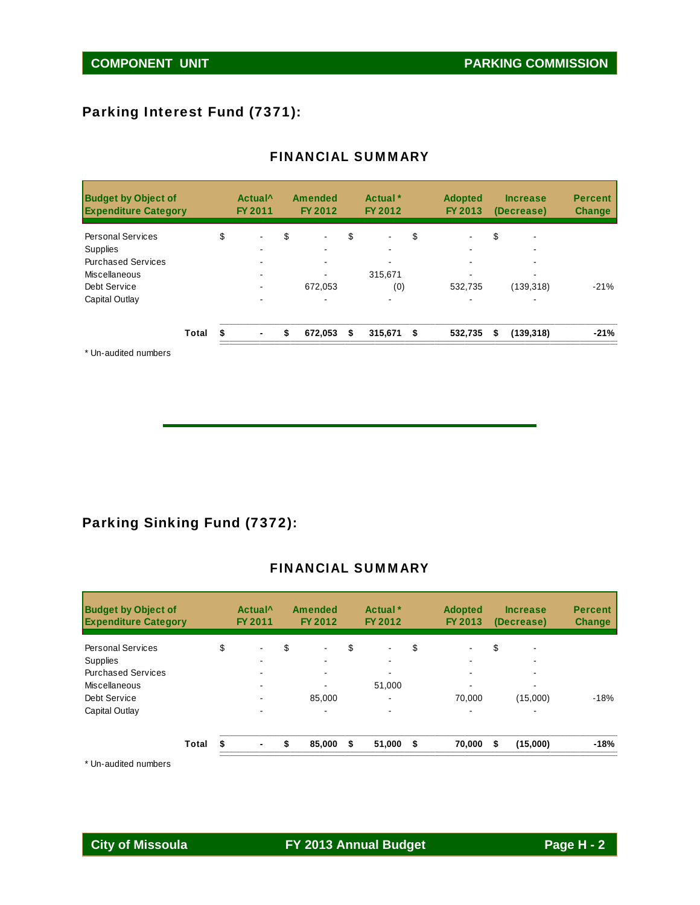## Parking Interest Fund (7371):

### FINANCIAL SUMMARY

| Budget by Object of Expenditure Category | Actual^ FY 2011 | Amended FY 2012 | Actual * FY 2012 | Adopted FY 2013 | Increase (Decrease) | Percent Change |
|---|---|---|---|---|---|---|
| Personal Services | $ - | $ - | $ - | $ - | $ - | |
| Supplies | - | - | - | - | - | |
| Purchased Services | - | - | - | - | - | |
| Miscellaneous | - | - | 315,671 | - | - | |
| Debt Service | - | 672,053 | (0) | 532,735 | (139,318) | -21% |
| Capital Outlay | - | - | - | - | - | |
| **Total** | **$ -** | **$ 672,053** | **$ 315,671** | **$ 532,735** | **$ (139,318)** | **-21%** |

\* Un-audited numbers

## Parking Sinking Fund (7372):

### FINANCIAL SUMMARY

| Budget by Object of Expenditure Category | Actual^ FY 2011 | Amended FY 2012 | Actual * FY 2012 | Adopted FY 2013 | Increase (Decrease) | Percent Change |
|---|---|---|---|---|---|---|
| Personal Services | $ - | $ - | $ - | $ - | $ - | |
| Supplies | - | - | - | - | - | |
| Purchased Services | - | - | - | - | - | |
| Miscellaneous | - | - | 51,000 | - | - | |
| Debt Service | - | 85,000 | - | 70,000 | (15,000) | -18% |
| Capital Outlay | - | - | - | - | - | |
| **Total** | **$ -** | **$ 85,000** | **$ 51,000** | **$ 70,000** | **$ (15,000)** | **-18%** |

\* Un-audited numbers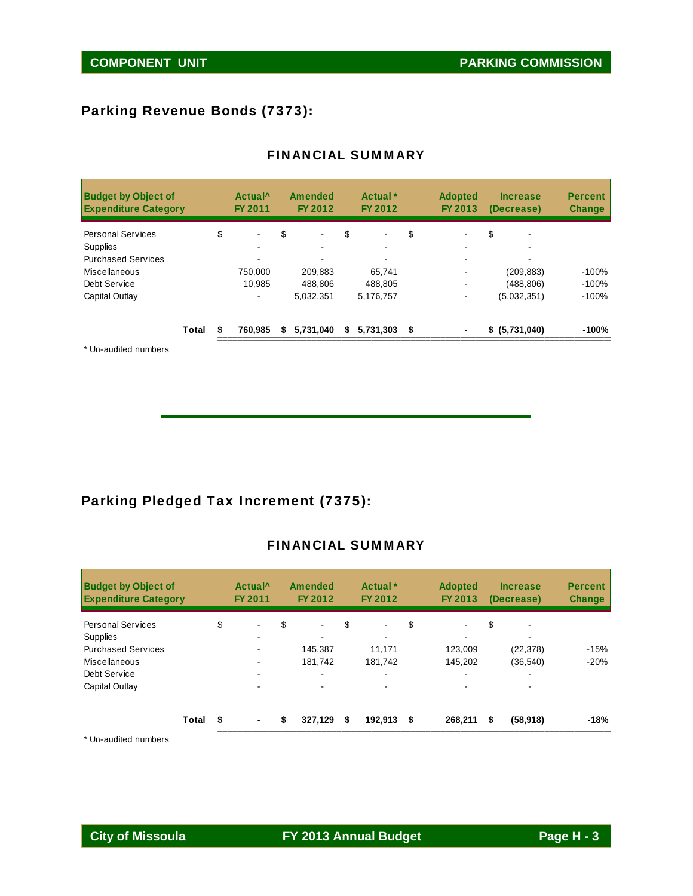## COMPONENT UNIT — PARKING COMMISSION

## Parking Revenue Bonds (7373):

### FINANCIAL SUMMARY

| Budget by Object of Expenditure Category | Actual^ FY 2011 | Amended FY 2012 | Actual * FY 2012 | Adopted FY 2013 | Increase (Decrease) | Percent Change |
|---|---|---|---|---|---|---|
| Personal Services | $ - | $ - | $ - | $ - | $ - | |
| Supplies | - | - | - | - | - | |
| Purchased Services | - | - | - | - | - | |
| Miscellaneous | 750,000 | 209,883 | 65,741 | - | (209,883) | -100% |
| Debt Service | 10,985 | 488,806 | 488,805 | - | (488,806) | -100% |
| Capital Outlay | - | 5,032,351 | 5,176,757 | - | (5,032,351) | -100% |
| **Total** | **$ 760,985** | **$ 5,731,040** | **$ 5,731,303** | **$ -** | **$ (5,731,040)** | **-100%** |

\* Un-audited numbers

## Parking Pledged Tax Increment (7375):

### FINANCIAL SUMMARY

| Budget by Object of Expenditure Category | Actual^ FY 2011 | Amended FY 2012 | Actual * FY 2012 | Adopted FY 2013 | Increase (Decrease) | Percent Change |
|---|---|---|---|---|---|---|
| Personal Services | $ - | $ - | $ - | $ - | $ - | |
| Supplies | - | - | - | - | - | |
| Purchased Services | - | 145,387 | 11,171 | 123,009 | (22,378) | -15% |
| Miscellaneous | - | 181,742 | 181,742 | 145,202 | (36,540) | -20% |
| Debt Service | - | - | - | - | - | |
| Capital Outlay | - | - | - | - | - | |
| **Total** | **$ -** | **$ 327,129** | **$ 192,913** | **$ 268,211** | **$ (58,918)** | **-18%** |

\* Un-audited numbers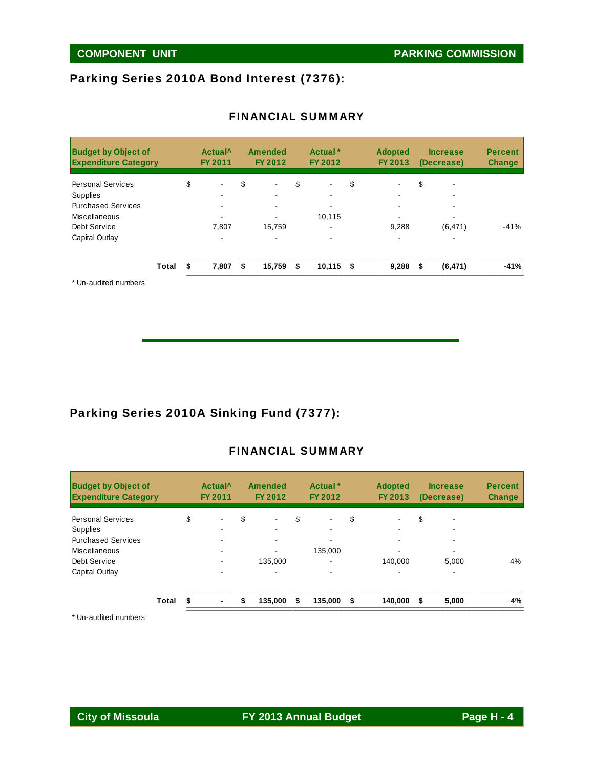## Parking Series 2010A Bond Interest (7376):

### FINANCIAL SUMMARY

| Budget by Object of Expenditure Category | Actual^ FY 2011 | Amended FY 2012 | Actual * FY 2012 | Adopted FY 2013 | Increase (Decrease) | Percent Change |
|---|---|---|---|---|---|---|
| Personal Services | $ - | $ - | $ - | $ - | $ - | |
| Supplies | - | - | - | - | - | |
| Purchased Services | - | - | - | - | - | |
| Miscellaneous | - | - | 10,115 | - | - | |
| Debt Service | 7,807 | 15,759 | - | 9,288 | (6,471) | -41% |
| Capital Outlay | - | - | - | - | - | |
| **Total** | **$ 7,807** | **$ 15,759** | **$ 10,115** | **$ 9,288** | **$ (6,471)** | **-41%** |

* Un-audited numbers

## Parking Series 2010A Sinking Fund (7377):

### FINANCIAL SUMMARY

| Budget by Object of Expenditure Category | Actual^ FY 2011 | Amended FY 2012 | Actual * FY 2012 | Adopted FY 2013 | Increase (Decrease) | Percent Change |
|---|---|---|---|---|---|---|
| Personal Services | $ - | $ - | $ - | $ - | $ - | |
| Supplies | - | - | - | - | - | |
| Purchased Services | - | - | - | - | - | |
| Miscellaneous | - | - | 135,000 | - | - | |
| Debt Service | - | 135,000 | - | 140,000 | 5,000 | 4% |
| Capital Outlay | - | - | - | - | - | |
| **Total** | **$ -** | **$ 135,000** | **$ 135,000** | **$ 140,000** | **$ 5,000** | **4%** |

* Un-audited numbers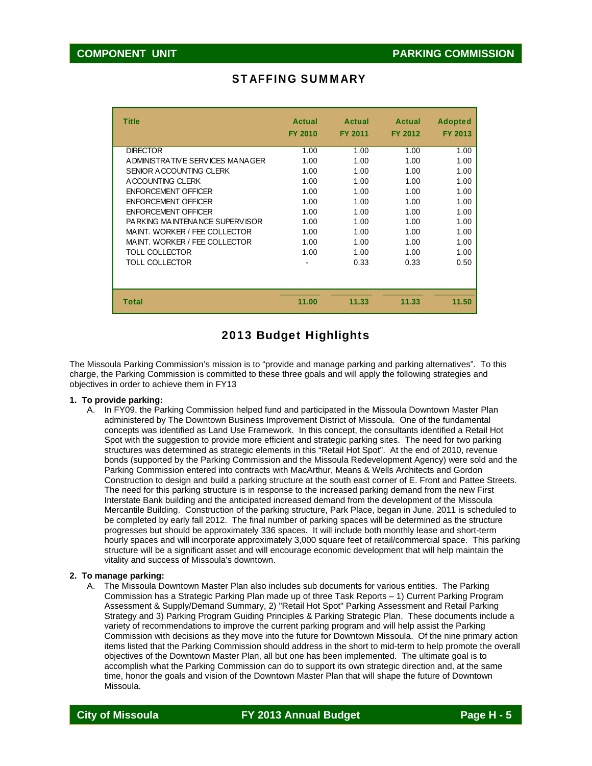**COMPONENT UNIT** **PARKING COMMISSION**

## STAFFING SUMMARY

| Title | Actual FY 2010 | Actual FY 2011 | Actual FY 2012 | Adopted FY 2013 |
|---|---|---|---|---|
| DIRECTOR | 1.00 | 1.00 | 1.00 | 1.00 |
| ADMINISTRATIVE SERVICES MANAGER | 1.00 | 1.00 | 1.00 | 1.00 |
| SENIOR ACCOUNTING CLERK | 1.00 | 1.00 | 1.00 | 1.00 |
| ACCOUNTING CLERK | 1.00 | 1.00 | 1.00 | 1.00 |
| ENFORCEMENT OFFICER | 1.00 | 1.00 | 1.00 | 1.00 |
| ENFORCEMENT OFFICER | 1.00 | 1.00 | 1.00 | 1.00 |
| ENFORCEMENT OFFICER | 1.00 | 1.00 | 1.00 | 1.00 |
| PARKING MAINTENANCE SUPERVISOR | 1.00 | 1.00 | 1.00 | 1.00 |
| MAINT. WORKER / FEE COLLECTOR | 1.00 | 1.00 | 1.00 | 1.00 |
| MAINT. WORKER / FEE COLLECTOR | 1.00 | 1.00 | 1.00 | 1.00 |
| TOLL COLLECTOR | 1.00 | 1.00 | 1.00 | 1.00 |
| TOLL COLLECTOR | - | 0.33 | 0.33 | 0.50 |
| **Total** | **11.00** | **11.33** | **11.33** | **11.50** |

## 2013 Budget Highlights

The Missoula Parking Commission's mission is to "provide and manage parking and parking alternatives". To this charge, the Parking Commission is committed to these three goals and will apply the following strategies and objectives in order to achieve them in FY13

**1. To provide parking:**

A. In FY09, the Parking Commission helped fund and participated in the Missoula Downtown Master Plan administered by The Downtown Business Improvement District of Missoula. One of the fundamental concepts was identified as Land Use Framework. In this concept, the consultants identified a Retail Hot Spot with the suggestion to provide more efficient and strategic parking sites. The need for two parking structures was determined as strategic elements in this "Retail Hot Spot". At the end of 2010, revenue bonds (supported by the Parking Commission and the Missoula Redevelopment Agency) were sold and the Parking Commission entered into contracts with MacArthur, Means & Wells Architects and Gordon Construction to design and build a parking structure at the south east corner of E. Front and Pattee Streets. The need for this parking structure is in response to the increased parking demand from the new First Interstate Bank building and the anticipated increased demand from the development of the Missoula Mercantile Building. Construction of the parking structure, Park Place, began in June, 2011 is scheduled to be completed by early fall 2012. The final number of parking spaces will be determined as the structure progresses but should be approximately 336 spaces. It will include both monthly lease and short-term hourly spaces and will incorporate approximately 3,000 square feet of retail/commercial space. This parking structure will be a significant asset and will encourage economic development that will help maintain the vitality and success of Missoula's downtown.

**2. To manage parking:**

A. The Missoula Downtown Master Plan also includes sub documents for various entities. The Parking Commission has a Strategic Parking Plan made up of three Task Reports – 1) Current Parking Program Assessment & Supply/Demand Summary, 2) "Retail Hot Spot" Parking Assessment and Retail Parking Strategy and 3) Parking Program Guiding Principles & Parking Strategic Plan. These documents include a variety of recommendations to improve the current parking program and will help assist the Parking Commission with decisions as they move into the future for Downtown Missoula. Of the nine primary action items listed that the Parking Commission should address in the short to mid-term to help promote the overall objectives of the Downtown Master Plan, all but one has been implemented. The ultimate goal is to accomplish what the Parking Commission can do to support its own strategic direction and, at the same time, honor the goals and vision of the Downtown Master Plan that will shape the future of Downtown Missoula.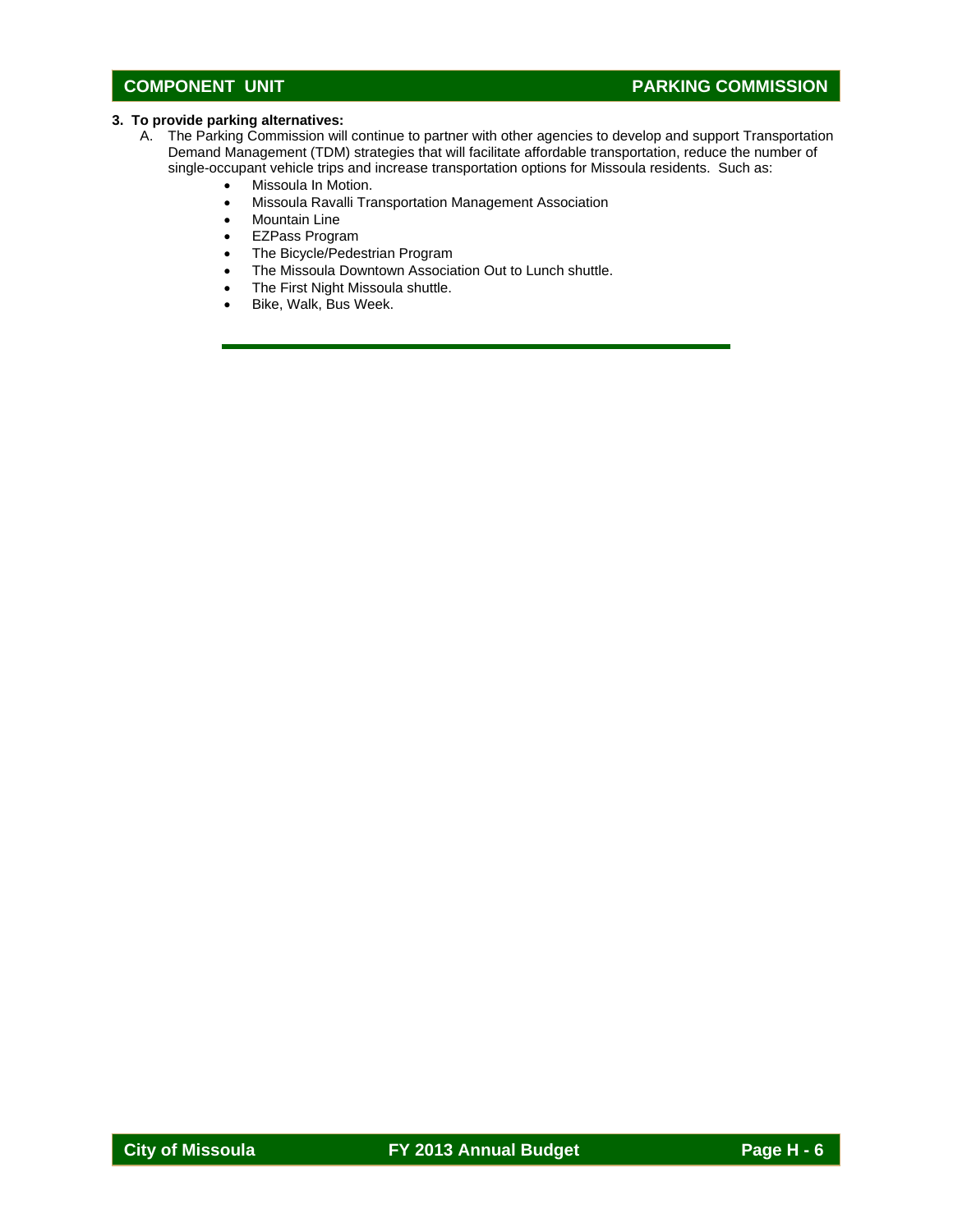**3. To provide parking alternatives:**

A. The Parking Commission will continue to partner with other agencies to develop and support Transportation Demand Management (TDM) strategies that will facilitate affordable transportation, reduce the number of single-occupant vehicle trips and increase transportation options for Missoula residents. Such as:

- Missoula In Motion.
- Missoula Ravalli Transportation Management Association
- Mountain Line
- EZPass Program
- The Bicycle/Pedestrian Program
- The Missoula Downtown Association Out to Lunch shuttle.
- The First Night Missoula shuttle.
- Bike, Walk, Bus Week.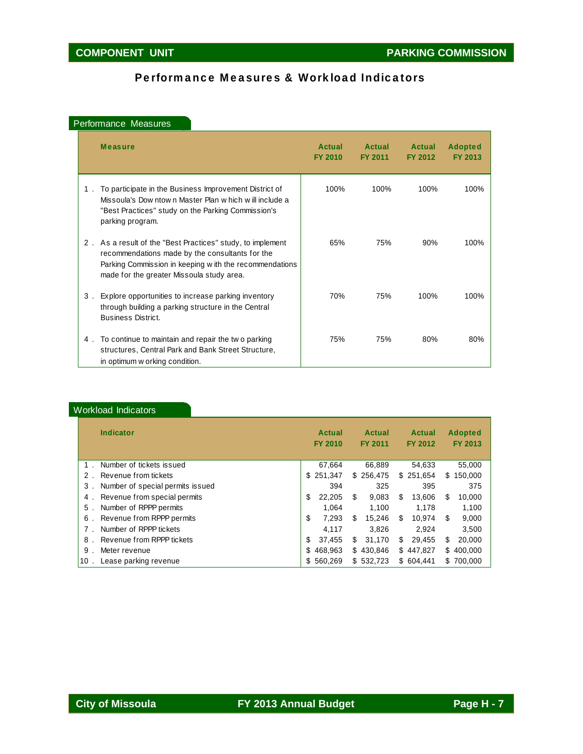COMPONENT UNIT | PARKING COMMISSION

# Performance Measures & Workload Indicators

## Performance Measures

| | Measure | Actual FY 2010 | Actual FY 2011 | Actual FY 2012 | Adopted FY 2013 |
|---|---|---|---|---|---|
| 1. | To participate in the Business Improvement District of Missoula's Downtown Master Plan which will include a "Best Practices" study on the Parking Commission's parking program. | 100% | 100% | 100% | 100% |
| 2. | As a result of the "Best Practices" study, to implement recommendations made by the consultants for the Parking Commission in keeping with the recommendations made for the greater Missoula study area. | 65% | 75% | 90% | 100% |
| 3. | Explore opportunities to increase parking inventory through building a parking structure in the Central Business District. | 70% | 75% | 100% | 100% |
| 4. | To continue to maintain and repair the two parking structures, Central Park and Bank Street Structure, in optimum working condition. | 75% | 75% | 80% | 80% |

## Workload Indicators

| | Indicator | Actual FY 2010 | Actual FY 2011 | Actual FY 2012 | Adopted FY 2013 |
|---|---|---|---|---|---|
| 1. | Number of tickets issued | 67,664 | 66,889 | 54,633 | 55,000 |
| 2. | Revenue from tickets | $ 251,347 | $ 256,475 | $ 251,654 | $ 150,000 |
| 3. | Number of special permits issued | 394 | 325 | 395 | 375 |
| 4. | Revenue from special permits | $ 22,205 | $ 9,083 | $ 13,606 | $ 10,000 |
| 5. | Number of RPPP permits | 1,064 | 1,100 | 1,178 | 1,100 |
| 6. | Revenue from RPPP permits | $ 7,293 | $ 15,246 | $ 10,974 | $ 9,000 |
| 7. | Number of RPPP tickets | 4,117 | 3,826 | 2,924 | 3,500 |
| 8. | Revenue from RPPP tickets | $ 37,455 | $ 31,170 | $ 29,455 | $ 20,000 |
| 9. | Meter revenue | $ 468,963 | $ 430,846 | $ 447,827 | $ 400,000 |
| 10. | Lease parking revenue | $ 560,269 | $ 532,723 | $ 604,441 | $ 700,000 |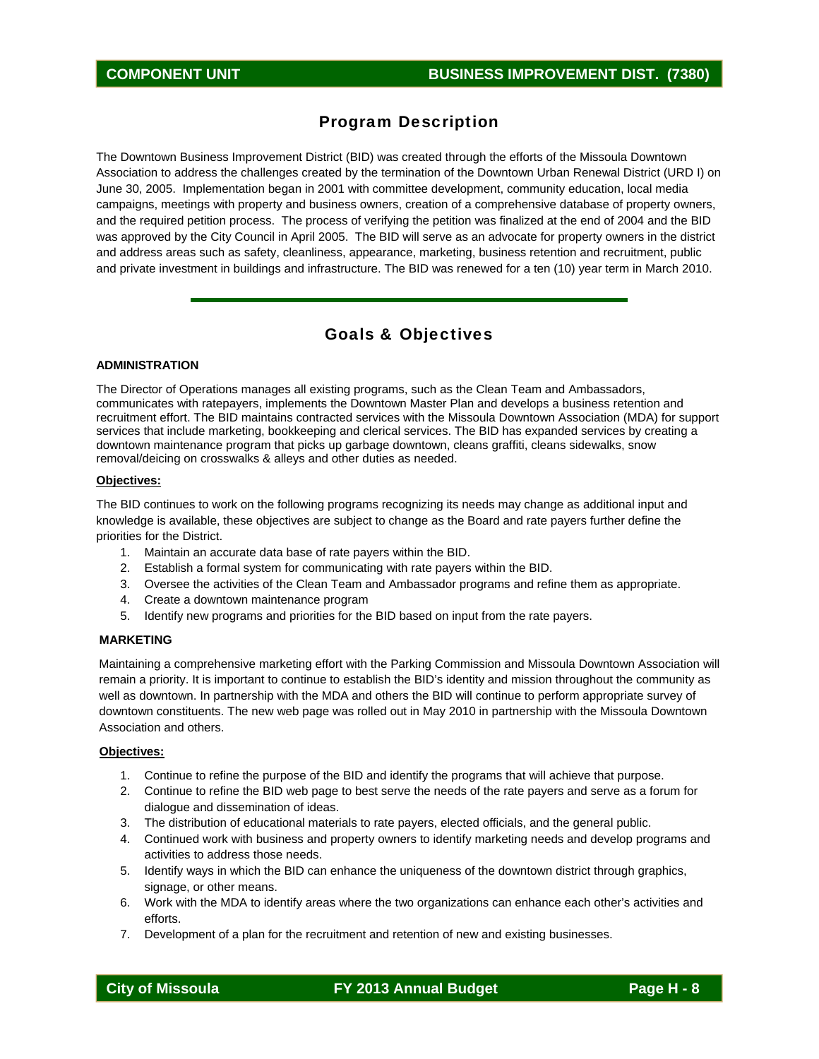# COMPONENT UNIT — BUSINESS IMPROVEMENT DIST. (7380)

## Program Description

The Downtown Business Improvement District (BID) was created through the efforts of the Missoula Downtown Association to address the challenges created by the termination of the Downtown Urban Renewal District (URD I) on June 30, 2005. Implementation began in 2001 with committee development, community education, local media campaigns, meetings with property and business owners, creation of a comprehensive database of property owners, and the required petition process. The process of verifying the petition was finalized at the end of 2004 and the BID was approved by the City Council in April 2005. The BID will serve as an advocate for property owners in the district and address areas such as safety, cleanliness, appearance, marketing, business retention and recruitment, public and private investment in buildings and infrastructure. The BID was renewed for a ten (10) year term in March 2010.

## Goals & Objectives

### ADMINISTRATION

The Director of Operations manages all existing programs, such as the Clean Team and Ambassadors, communicates with ratepayers, implements the Downtown Master Plan and develops a business retention and recruitment effort. The BID maintains contracted services with the Missoula Downtown Association (MDA) for support services that include marketing, bookkeeping and clerical services. The BID has expanded services by creating a downtown maintenance program that picks up garbage downtown, cleans graffiti, cleans sidewalks, snow removal/deicing on crosswalks & alleys and other duties as needed.

**Objectives:**

The BID continues to work on the following programs recognizing its needs may change as additional input and knowledge is available, these objectives are subject to change as the Board and rate payers further define the priorities for the District.

1. Maintain an accurate data base of rate payers within the BID.
2. Establish a formal system for communicating with rate payers within the BID.
3. Oversee the activities of the Clean Team and Ambassador programs and refine them as appropriate.
4. Create a downtown maintenance program
5. Identify new programs and priorities for the BID based on input from the rate payers.

### MARKETING

Maintaining a comprehensive marketing effort with the Parking Commission and Missoula Downtown Association will remain a priority. It is important to continue to establish the BID's identity and mission throughout the community as well as downtown. In partnership with the MDA and others the BID will continue to perform appropriate survey of downtown constituents. The new web page was rolled out in May 2010 in partnership with the Missoula Downtown Association and others.

**Objectives:**

1. Continue to refine the purpose of the BID and identify the programs that will achieve that purpose.
2. Continue to refine the BID web page to best serve the needs of the rate payers and serve as a forum for dialogue and dissemination of ideas.
3. The distribution of educational materials to rate payers, elected officials, and the general public.
4. Continued work with business and property owners to identify marketing needs and develop programs and activities to address those needs.
5. Identify ways in which the BID can enhance the uniqueness of the downtown district through graphics, signage, or other means.
6. Work with the MDA to identify areas where the two organizations can enhance each other's activities and efforts.
7. Development of a plan for the recruitment and retention of new and existing businesses.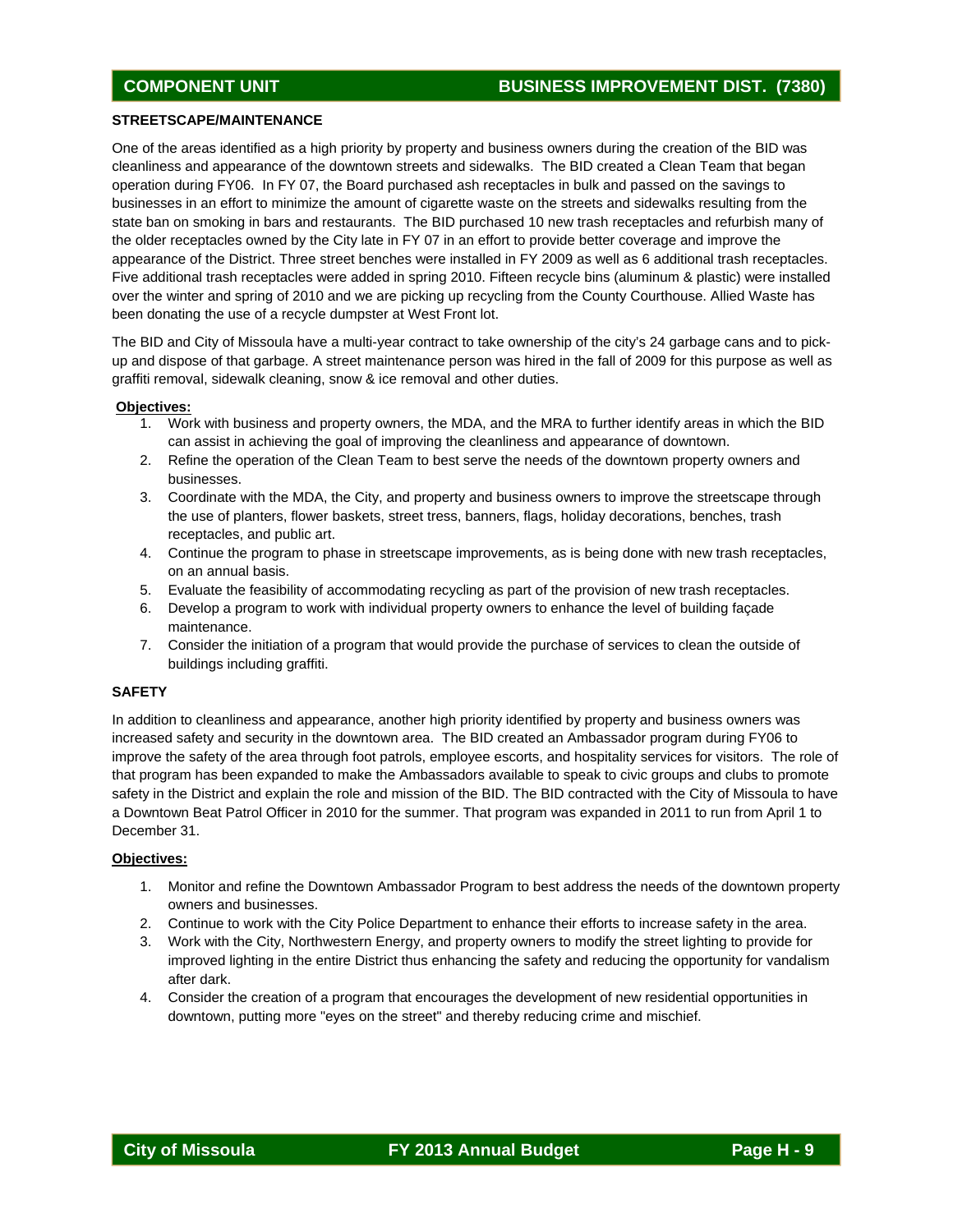## STREETSCAPE/MAINTENANCE

One of the areas identified as a high priority by property and business owners during the creation of the BID was cleanliness and appearance of the downtown streets and sidewalks. The BID created a Clean Team that began operation during FY06. In FY 07, the Board purchased ash receptacles in bulk and passed on the savings to businesses in an effort to minimize the amount of cigarette waste on the streets and sidewalks resulting from the state ban on smoking in bars and restaurants. The BID purchased 10 new trash receptacles and refurbish many of the older receptacles owned by the City late in FY 07 in an effort to provide better coverage and improve the appearance of the District. Three street benches were installed in FY 2009 as well as 6 additional trash receptacles. Five additional trash receptacles were added in spring 2010. Fifteen recycle bins (aluminum & plastic) were installed over the winter and spring of 2010 and we are picking up recycling from the County Courthouse. Allied Waste has been donating the use of a recycle dumpster at West Front lot.

The BID and City of Missoula have a multi-year contract to take ownership of the city's 24 garbage cans and to pick-up and dispose of that garbage. A street maintenance person was hired in the fall of 2009 for this purpose as well as graffiti removal, sidewalk cleaning, snow & ice removal and other duties.

**Objectives:**

1. Work with business and property owners, the MDA, and the MRA to further identify areas in which the BID can assist in achieving the goal of improving the cleanliness and appearance of downtown.
2. Refine the operation of the Clean Team to best serve the needs of the downtown property owners and businesses.
3. Coordinate with the MDA, the City, and property and business owners to improve the streetscape through the use of planters, flower baskets, street tress, banners, flags, holiday decorations, benches, trash receptacles, and public art.
4. Continue the program to phase in streetscape improvements, as is being done with new trash receptacles, on an annual basis.
5. Evaluate the feasibility of accommodating recycling as part of the provision of new trash receptacles.
6. Develop a program to work with individual property owners to enhance the level of building façade maintenance.
7. Consider the initiation of a program that would provide the purchase of services to clean the outside of buildings including graffiti.

## SAFETY

In addition to cleanliness and appearance, another high priority identified by property and business owners was increased safety and security in the downtown area. The BID created an Ambassador program during FY06 to improve the safety of the area through foot patrols, employee escorts, and hospitality services for visitors. The role of that program has been expanded to make the Ambassadors available to speak to civic groups and clubs to promote safety in the District and explain the role and mission of the BID. The BID contracted with the City of Missoula to have a Downtown Beat Patrol Officer in 2010 for the summer. That program was expanded in 2011 to run from April 1 to December 31.

**Objectives:**

1. Monitor and refine the Downtown Ambassador Program to best address the needs of the downtown property owners and businesses.
2. Continue to work with the City Police Department to enhance their efforts to increase safety in the area.
3. Work with the City, Northwestern Energy, and property owners to modify the street lighting to provide for improved lighting in the entire District thus enhancing the safety and reducing the opportunity for vandalism after dark.
4. Consider the creation of a program that encourages the development of new residential opportunities in downtown, putting more "eyes on the street" and thereby reducing crime and mischief.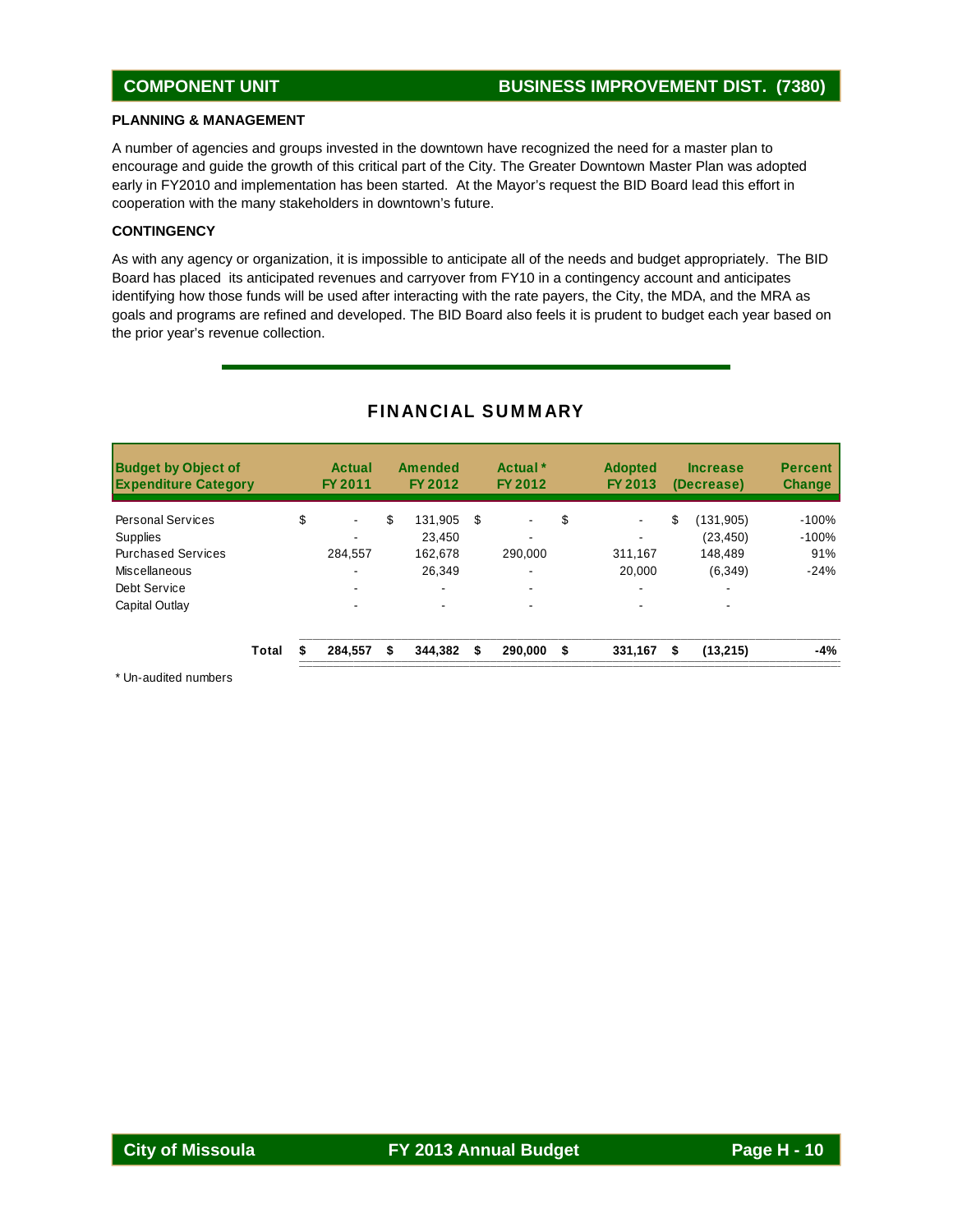## COMPONENT UNIT — BUSINESS IMPROVEMENT DIST. (7380)

### PLANNING & MANAGEMENT

A number of agencies and groups invested in the downtown have recognized the need for a master plan to encourage and guide the growth of this critical part of the City. The Greater Downtown Master Plan was adopted early in FY2010 and implementation has been started. At the Mayor's request the BID Board lead this effort in cooperation with the many stakeholders in downtown's future.

### CONTINGENCY

As with any agency or organization, it is impossible to anticipate all of the needs and budget appropriately. The BID Board has placed its anticipated revenues and carryover from FY10 in a contingency account and anticipates identifying how those funds will be used after interacting with the rate payers, the City, the MDA, and the MRA as goals and programs are refined and developed. The BID Board also feels it is prudent to budget each year based on the prior year's revenue collection.

## FINANCIAL SUMMARY

| Budget by Object of Expenditure Category | Actual FY 2011 | Amended FY 2012 | Actual * FY 2012 | Adopted FY 2013 | Increase (Decrease) | Percent Change |
|---|---|---|---|---|---|---|
| Personal Services | $ - | $ 131,905 | $ - | $ - | $ (131,905) | -100% |
| Supplies | - | 23,450 | - | - | (23,450) | -100% |
| Purchased Services | 284,557 | 162,678 | 290,000 | 311,167 | 148,489 | 91% |
| Miscellaneous | - | 26,349 | - | 20,000 | (6,349) | -24% |
| Debt Service | - | - | - | - | - | |
| Capital Outlay | - | - | - | - | - | |
| **Total** | **$ 284,557** | **$ 344,382** | **$ 290,000** | **$ 331,167** | **$ (13,215)** | **-4%** |

* Un-audited numbers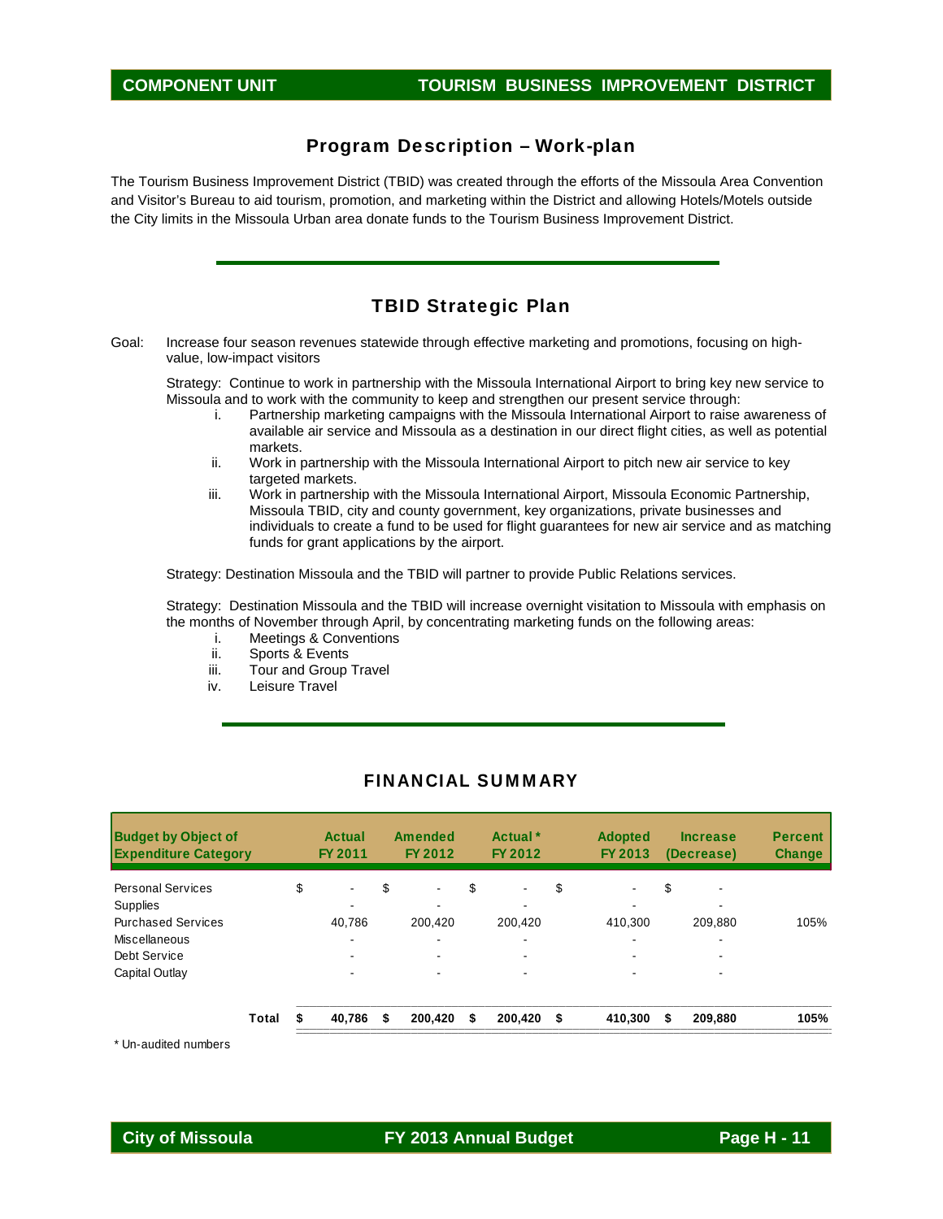## COMPONENT UNIT — TOURISM BUSINESS IMPROVEMENT DISTRICT

## Program Description – Work-plan

The Tourism Business Improvement District (TBID) was created through the efforts of the Missoula Area Convention and Visitor's Bureau to aid tourism, promotion, and marketing within the District and allowing Hotels/Motels outside the City limits in the Missoula Urban area donate funds to the Tourism Business Improvement District.

## TBID Strategic Plan

Goal: Increase four season revenues statewide through effective marketing and promotions, focusing on high-value, low-impact visitors

Strategy: Continue to work in partnership with the Missoula International Airport to bring key new service to Missoula and to work with the community to keep and strengthen our present service through:

i. Partnership marketing campaigns with the Missoula International Airport to raise awareness of available air service and Missoula as a destination in our direct flight cities, as well as potential markets.
ii. Work in partnership with the Missoula International Airport to pitch new air service to key targeted markets.
iii. Work in partnership with the Missoula International Airport, Missoula Economic Partnership, Missoula TBID, city and county government, key organizations, private businesses and individuals to create a fund to be used for flight guarantees for new air service and as matching funds for grant applications by the airport.

Strategy: Destination Missoula and the TBID will partner to provide Public Relations services.

Strategy: Destination Missoula and the TBID will increase overnight visitation to Missoula with emphasis on the months of November through April, by concentrating marketing funds on the following areas:

i. Meetings & Conventions
ii. Sports & Events
iii. Tour and Group Travel
iv. Leisure Travel

## FINANCIAL SUMMARY

| Budget by Object of Expenditure Category | Actual FY 2011 | Amended FY 2012 | Actual * FY 2012 | Adopted FY 2013 | Increase (Decrease) | Percent Change |
|---|---|---|---|---|---|---|
| Personal Services | $ - | $ - | $ - | $ - | $ - | |
| Supplies | - | - | - | - | - | |
| Purchased Services | 40,786 | 200,420 | 200,420 | 410,300 | 209,880 | 105% |
| Miscellaneous | - | - | - | - | - | |
| Debt Service | - | - | - | - | - | |
| Capital Outlay | - | - | - | - | - | |
| **Total** | **$ 40,786** | **$ 200,420** | **$ 200,420** | **$ 410,300** | **$ 209,880** | **105%** |

\* Un-audited numbers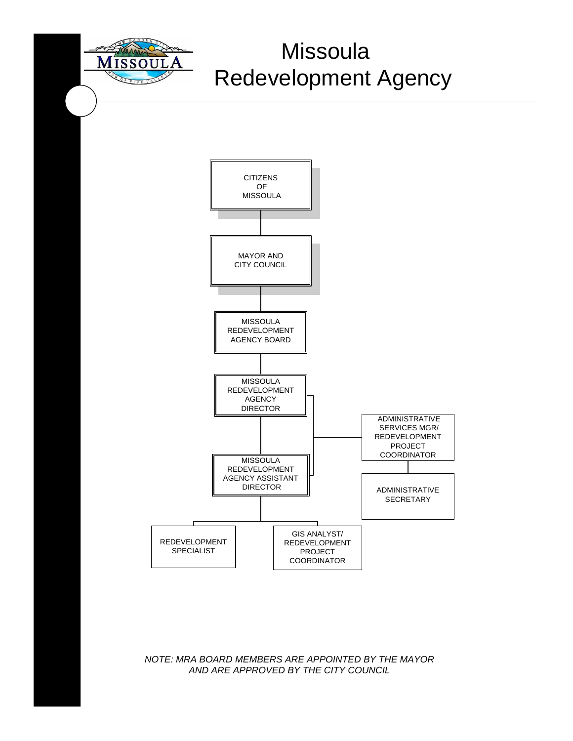# Missoula Redevelopment Agency

CITIZENS OF MISSOULA

MAYOR AND CITY COUNCIL

MISSOULA REDEVELOPMENT AGENCY BOARD

MISSOULA REDEVELOPMENT AGENCY DIRECTOR

ADMINISTRATIVE SERVICES MGR/ REDEVELOPMENT PROJECT COORDINATOR

ADMINISTRATIVE SECRETARY

MISSOULA REDEVELOPMENT AGENCY ASSISTANT DIRECTOR

REDEVELOPMENT SPECIALIST

GIS ANALYST/ REDEVELOPMENT PROJECT COORDINATOR

*NOTE: MRA BOARD MEMBERS ARE APPOINTED BY THE MAYOR AND ARE APPROVED BY THE CITY COUNCIL*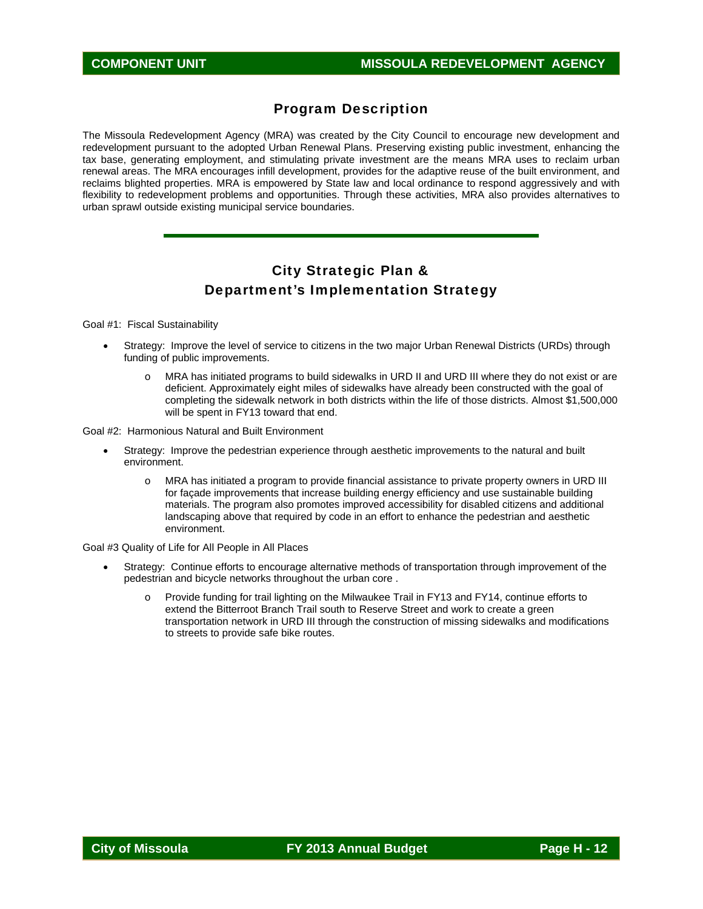## Program Description

The Missoula Redevelopment Agency (MRA) was created by the City Council to encourage new development and redevelopment pursuant to the adopted Urban Renewal Plans. Preserving existing public investment, enhancing the tax base, generating employment, and stimulating private investment are the means MRA uses to reclaim urban renewal areas. The MRA encourages infill development, provides for the adaptive reuse of the built environment, and reclaims blighted properties. MRA is empowered by State law and local ordinance to respond aggressively and with flexibility to redevelopment problems and opportunities. Through these activities, MRA also provides alternatives to urban sprawl outside existing municipal service boundaries.

---

## City Strategic Plan & Department's Implementation Strategy

Goal #1: Fiscal Sustainability

- Strategy: Improve the level of service to citizens in the two major Urban Renewal Districts (URDs) through funding of public improvements.
  - MRA has initiated programs to build sidewalks in URD II and URD III where they do not exist or are deficient. Approximately eight miles of sidewalks have already been constructed with the goal of completing the sidewalk network in both districts within the life of those districts. Almost $1,500,000 will be spent in FY13 toward that end.

Goal #2: Harmonious Natural and Built Environment

- Strategy: Improve the pedestrian experience through aesthetic improvements to the natural and built environment.
  - MRA has initiated a program to provide financial assistance to private property owners in URD III for façade improvements that increase building energy efficiency and use sustainable building materials. The program also promotes improved accessibility for disabled citizens and additional landscaping above that required by code in an effort to enhance the pedestrian and aesthetic environment.

Goal #3 Quality of Life for All People in All Places

- Strategy: Continue efforts to encourage alternative methods of transportation through improvement of the pedestrian and bicycle networks throughout the urban core .
  - Provide funding for trail lighting on the Milwaukee Trail in FY13 and FY14, continue efforts to extend the Bitterroot Branch Trail south to Reserve Street and work to create a green transportation network in URD III through the construction of missing sidewalks and modifications to streets to provide safe bike routes.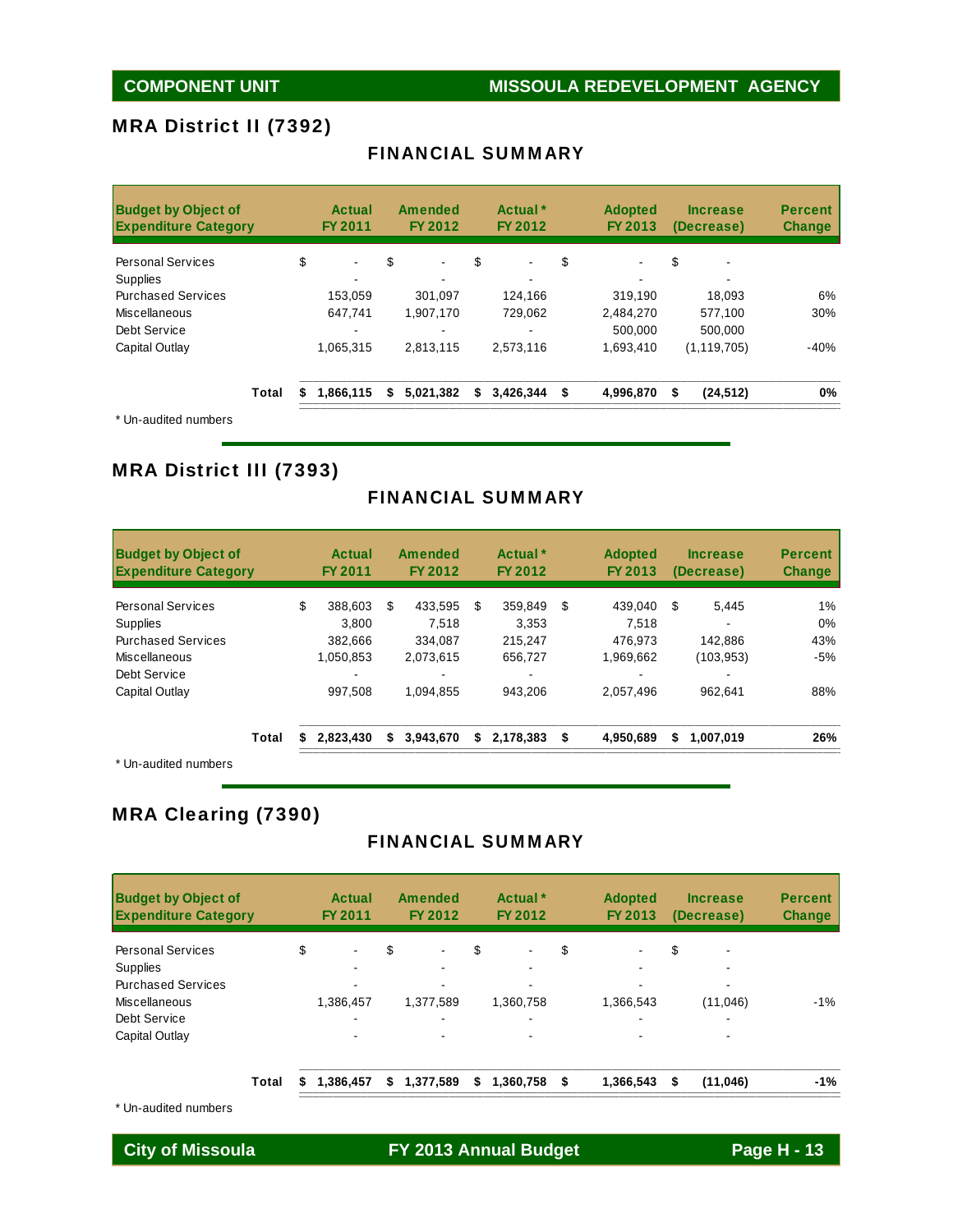COMPONENT UNIT — MISSOULA REDEVELOPMENT AGENCY

## MRA District II (7392)

### FINANCIAL SUMMARY

| Budget by Object of Expenditure Category | Actual FY 2011 | Amended FY 2012 | Actual * FY 2012 | Adopted FY 2013 | Increase (Decrease) | Percent Change |
|---|---|---|---|---|---|---|
| Personal Services | $ - | $ - | $ - | $ - | $ - | |
| Supplies | - | - | - | - | - | |
| Purchased Services | 153,059 | 301,097 | 124,166 | 319,190 | 18,093 | 6% |
| Miscellaneous | 647,741 | 1,907,170 | 729,062 | 2,484,270 | 577,100 | 30% |
| Debt Service | - | - | - | 500,000 | 500,000 | |
| Capital Outlay | 1,065,315 | 2,813,115 | 2,573,116 | 1,693,410 | (1,119,705) | -40% |
| **Total** | **$ 1,866,115** | **$ 5,021,382** | **$ 3,426,344** | **$ 4,996,870** | **$ (24,512)** | **0%** |

* Un-audited numbers

## MRA District III (7393)

### FINANCIAL SUMMARY

| Budget by Object of Expenditure Category | Actual FY 2011 | Amended FY 2012 | Actual * FY 2012 | Adopted FY 2013 | Increase (Decrease) | Percent Change |
|---|---|---|---|---|---|---|
| Personal Services | $ 388,603 | $ 433,595 | $ 359,849 | $ 439,040 | $ 5,445 | 1% |
| Supplies | 3,800 | 7,518 | 3,353 | 7,518 | - | 0% |
| Purchased Services | 382,666 | 334,087 | 215,247 | 476,973 | 142,886 | 43% |
| Miscellaneous | 1,050,853 | 2,073,615 | 656,727 | 1,969,662 | (103,953) | -5% |
| Debt Service | - | - | - | - | - | |
| Capital Outlay | 997,508 | 1,094,855 | 943,206 | 2,057,496 | 962,641 | 88% |
| **Total** | **$ 2,823,430** | **$ 3,943,670** | **$ 2,178,383** | **$ 4,950,689** | **$ 1,007,019** | **26%** |

* Un-audited numbers

## MRA Clearing (7390)

### FINANCIAL SUMMARY

| Budget by Object of Expenditure Category | Actual FY 2011 | Amended FY 2012 | Actual * FY 2012 | Adopted FY 2013 | Increase (Decrease) | Percent Change |
|---|---|---|---|---|---|---|
| Personal Services | $ - | $ - | $ - | $ - | $ - | |
| Supplies | - | - | - | - | - | |
| Purchased Services | - | - | - | - | - | |
| Miscellaneous | 1,386,457 | 1,377,589 | 1,360,758 | 1,366,543 | (11,046) | -1% |
| Debt Service | - | - | - | - | - | |
| Capital Outlay | - | - | - | - | - | |
| **Total** | **$ 1,386,457** | **$ 1,377,589** | **$ 1,360,758** | **$ 1,366,543** | **$ (11,046)** | **-1%** |

* Un-audited numbers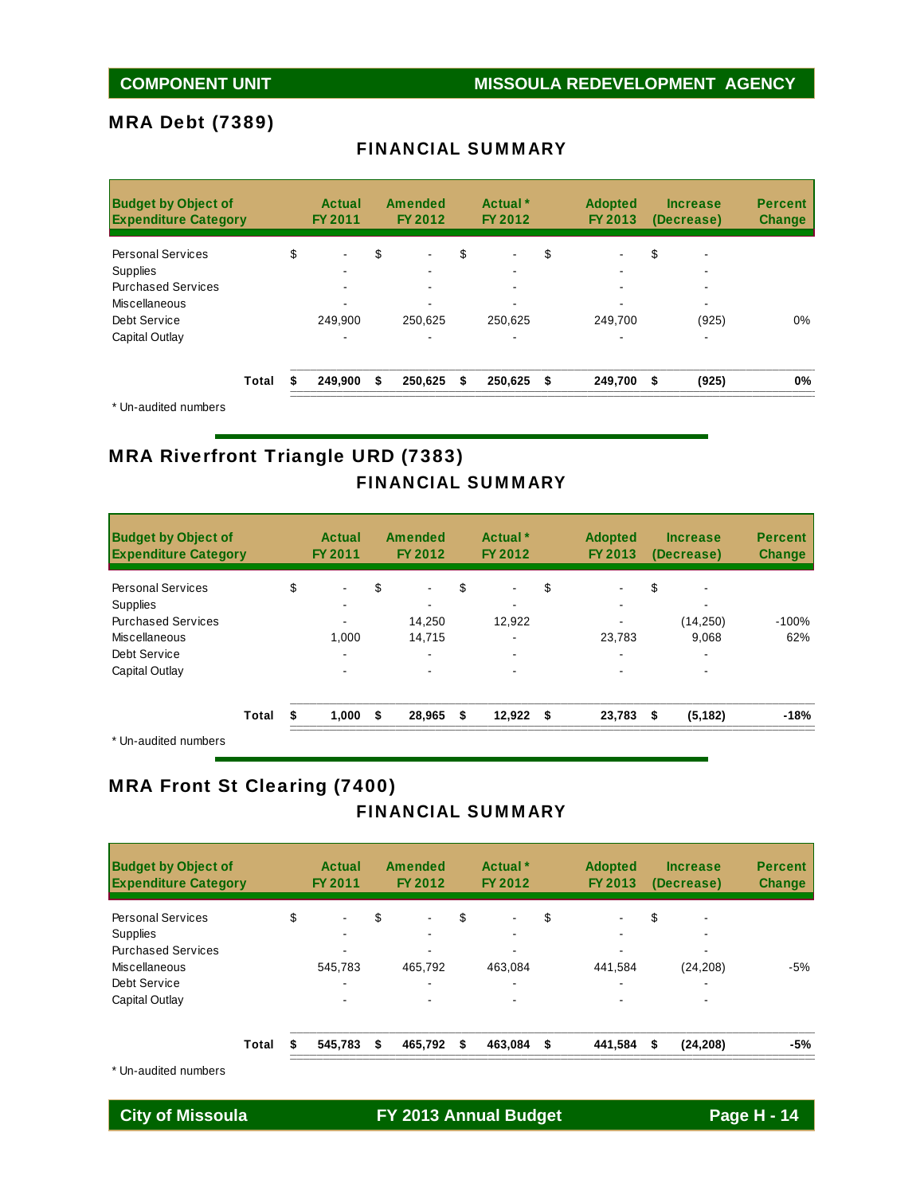# COMPONENT UNIT — MISSOULA REDEVELOPMENT AGENCY

## MRA Debt (7389)

### FINANCIAL SUMMARY

| Budget by Object of Expenditure Category | Actual FY 2011 | Amended FY 2012 | Actual * FY 2012 | Adopted FY 2013 | Increase (Decrease) | Percent Change |
|---|---|---|---|---|---|---|
| Personal Services | $ - | $ - | $ - | $ - | $ - | |
| Supplies | - | - | - | - | - | |
| Purchased Services | - | - | - | - | - | |
| Miscellaneous | - | - | - | - | - | |
| Debt Service | 249,900 | 250,625 | 250,625 | 249,700 | (925) | 0% |
| Capital Outlay | - | - | - | - | - | |
| **Total** | **$ 249,900** | **$ 250,625** | **$ 250,625** | **$ 249,700** | **$ (925)** | **0%** |

* Un-audited numbers

## MRA Riverfront Triangle URD (7383)

### FINANCIAL SUMMARY

| Budget by Object of Expenditure Category | Actual FY 2011 | Amended FY 2012 | Actual * FY 2012 | Adopted FY 2013 | Increase (Decrease) | Percent Change |
|---|---|---|---|---|---|---|
| Personal Services | $ - | $ - | $ - | $ - | $ - | |
| Supplies | - | - | - | - | - | |
| Purchased Services | - | 14,250 | 12,922 | - | (14,250) | -100% |
| Miscellaneous | 1,000 | 14,715 | - | 23,783 | 9,068 | 62% |
| Debt Service | - | - | - | - | - | |
| Capital Outlay | - | - | - | - | - | |
| **Total** | **$ 1,000** | **$ 28,965** | **$ 12,922** | **$ 23,783** | **$ (5,182)** | **-18%** |

* Un-audited numbers

## MRA Front St Clearing (7400)

### FINANCIAL SUMMARY

| Budget by Object of Expenditure Category | Actual FY 2011 | Amended FY 2012 | Actual * FY 2012 | Adopted FY 2013 | Increase (Decrease) | Percent Change |
|---|---|---|---|---|---|---|
| Personal Services | $ - | $ - | $ - | $ - | $ - | |
| Supplies | - | - | - | - | - | |
| Purchased Services | - | - | - | - | - | |
| Miscellaneous | 545,783 | 465,792 | 463,084 | 441,584 | (24,208) | -5% |
| Debt Service | - | - | - | - | - | |
| Capital Outlay | - | - | - | - | - | |
| **Total** | **$ 545,783** | **$ 465,792** | **$ 463,084** | **$ 441,584** | **$ (24,208)** | **-5%** |

* Un-audited numbers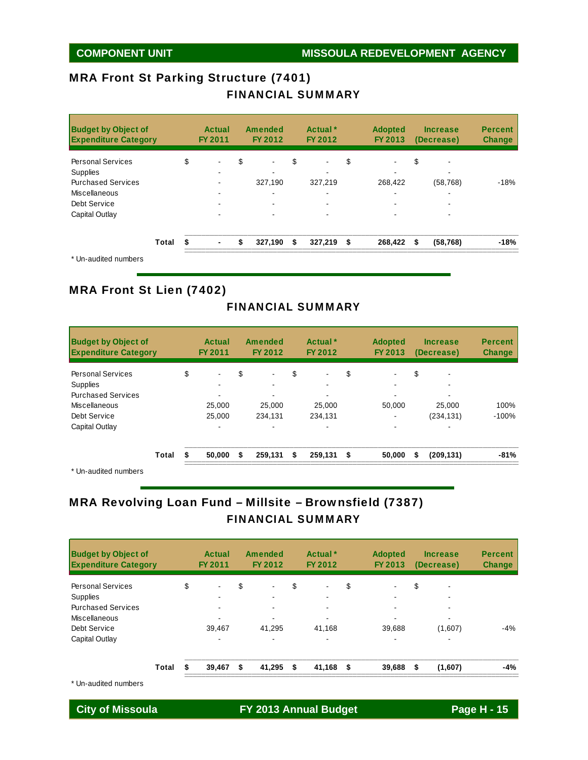## COMPONENT UNIT — MISSOULA REDEVELOPMENT AGENCY

### MRA Front St Parking Structure (7401)

**FINANCIAL SUMMARY**

| Budget by Object of Expenditure Category | Actual FY 2011 | Amended FY 2012 | Actual * FY 2012 | Adopted FY 2013 | Increase (Decrease) | Percent Change |
|---|---|---|---|---|---|---|
| Personal Services | $ - | $ - | $ - | $ - | $ - | |
| Supplies | - | - | - | - | - | |
| Purchased Services | - | 327,190 | 327,219 | 268,422 | (58,768) | -18% |
| Miscellaneous | - | - | - | - | - | |
| Debt Service | - | - | - | - | - | |
| Capital Outlay | - | - | - | - | - | |
| **Total** | **$ -** | **$ 327,190** | **$ 327,219** | **$ 268,422** | **$ (58,768)** | **-18%** |

\* Un-audited numbers

### MRA Front St Lien (7402)

**FINANCIAL SUMMARY**

| Budget by Object of Expenditure Category | Actual FY 2011 | Amended FY 2012 | Actual * FY 2012 | Adopted FY 2013 | Increase (Decrease) | Percent Change |
|---|---|---|---|---|---|---|
| Personal Services | $ - | $ - | $ - | $ - | $ - | |
| Supplies | - | - | - | - | - | |
| Purchased Services | - | - | - | - | - | |
| Miscellaneous | 25,000 | 25,000 | 25,000 | 50,000 | 25,000 | 100% |
| Debt Service | 25,000 | 234,131 | 234,131 | - | (234,131) | -100% |
| Capital Outlay | - | - | - | - | - | |
| **Total** | **$ 50,000** | **$ 259,131** | **$ 259,131** | **$ 50,000** | **$ (209,131)** | **-81%** |

\* Un-audited numbers

### MRA Revolving Loan Fund – Millsite – Brownsfield (7387)

**FINANCIAL SUMMARY**

| Budget by Object of Expenditure Category | Actual FY 2011 | Amended FY 2012 | Actual * FY 2012 | Adopted FY 2013 | Increase (Decrease) | Percent Change |
|---|---|---|---|---|---|---|
| Personal Services | $ - | $ - | $ - | $ - | $ - | |
| Supplies | - | - | - | - | - | |
| Purchased Services | - | - | - | - | - | |
| Miscellaneous | - | - | - | - | - | |
| Debt Service | 39,467 | 41,295 | 41,168 | 39,688 | (1,607) | -4% |
| Capital Outlay | - | - | - | - | - | |
| **Total** | **$ 39,467** | **$ 41,295** | **$ 41,168** | **$ 39,688** | **$ (1,607)** | **-4%** |

\* Un-audited numbers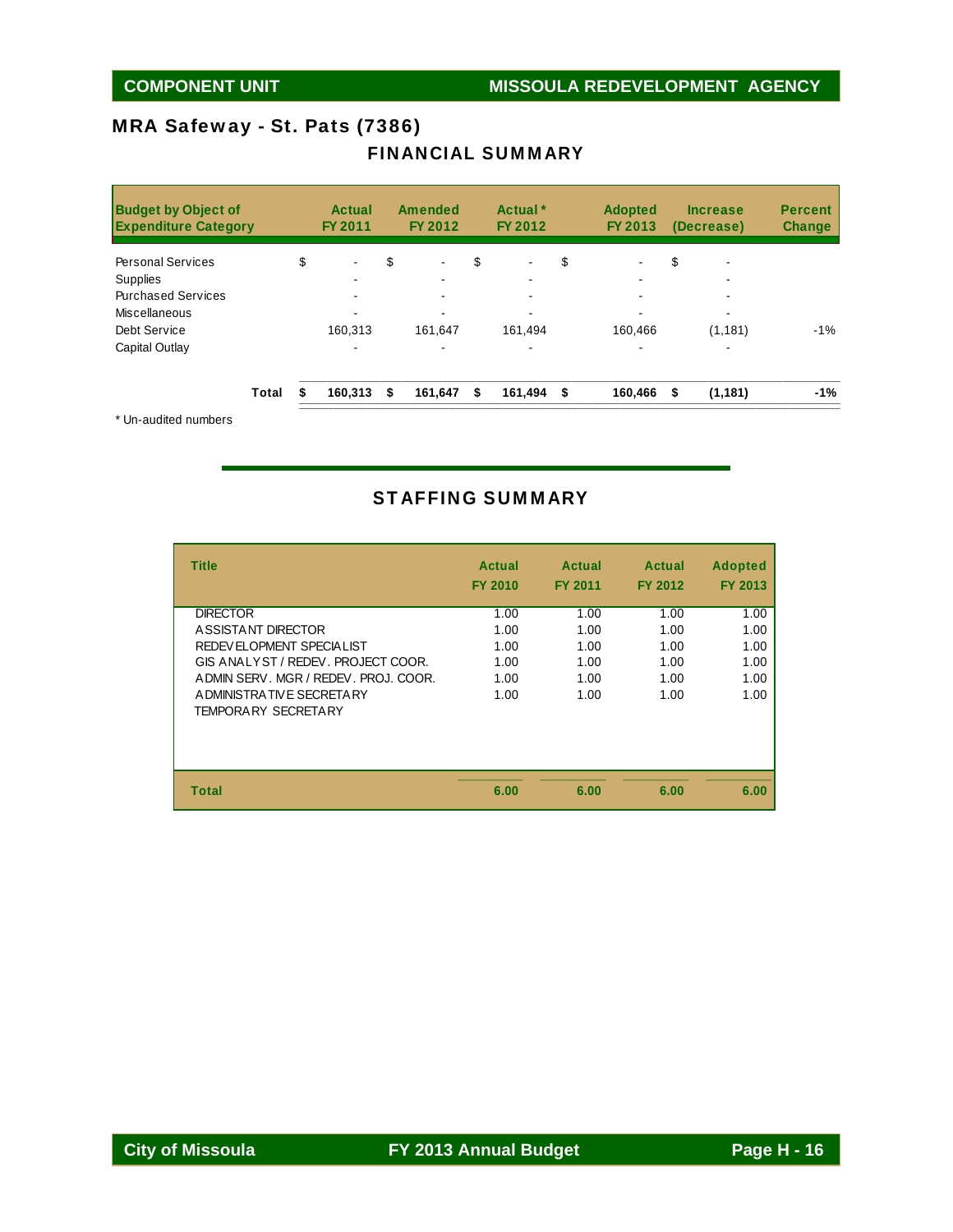## COMPONENT UNIT — MISSOULA REDEVELOPMENT AGENCY

# MRA Safeway - St. Pats (7386)

### FINANCIAL SUMMARY

| Budget by Object of Expenditure Category | Actual FY 2011 | Amended FY 2012 | Actual * FY 2012 | Adopted FY 2013 | Increase (Decrease) | Percent Change |
|---|---|---|---|---|---|---|
| Personal Services | $ - | $ - | $ - | $ - | $ - | |
| Supplies | - | - | - | - | - | |
| Purchased Services | - | - | - | - | - | |
| Miscellaneous | - | - | - | - | - | |
| Debt Service | 160,313 | 161,647 | 161,494 | 160,466 | (1,181) | -1% |
| Capital Outlay | - | - | - | - | - | |
| **Total** | **$ 160,313** | **$ 161,647** | **$ 161,494** | **$ 160,466** | **$ (1,181)** | **-1%** |

\* Un-audited numbers

### STAFFING SUMMARY

| Title | Actual FY 2010 | Actual FY 2011 | Actual FY 2012 | Adopted FY 2013 |
|---|---|---|---|---|
| DIRECTOR | 1.00 | 1.00 | 1.00 | 1.00 |
| ASSISTANT DIRECTOR | 1.00 | 1.00 | 1.00 | 1.00 |
| REDEVELOPMENT SPECIALIST | 1.00 | 1.00 | 1.00 | 1.00 |
| GIS ANALYST / REDEV. PROJECT COOR. | 1.00 | 1.00 | 1.00 | 1.00 |
| ADMIN SERV. MGR / REDEV. PROJ. COOR. | 1.00 | 1.00 | 1.00 | 1.00 |
| ADMINISTRATIVE SECRETARY | 1.00 | 1.00 | 1.00 | 1.00 |
| TEMPORARY SECRETARY | | | | |
| **Total** | **6.00** | **6.00** | **6.00** | **6.00** |